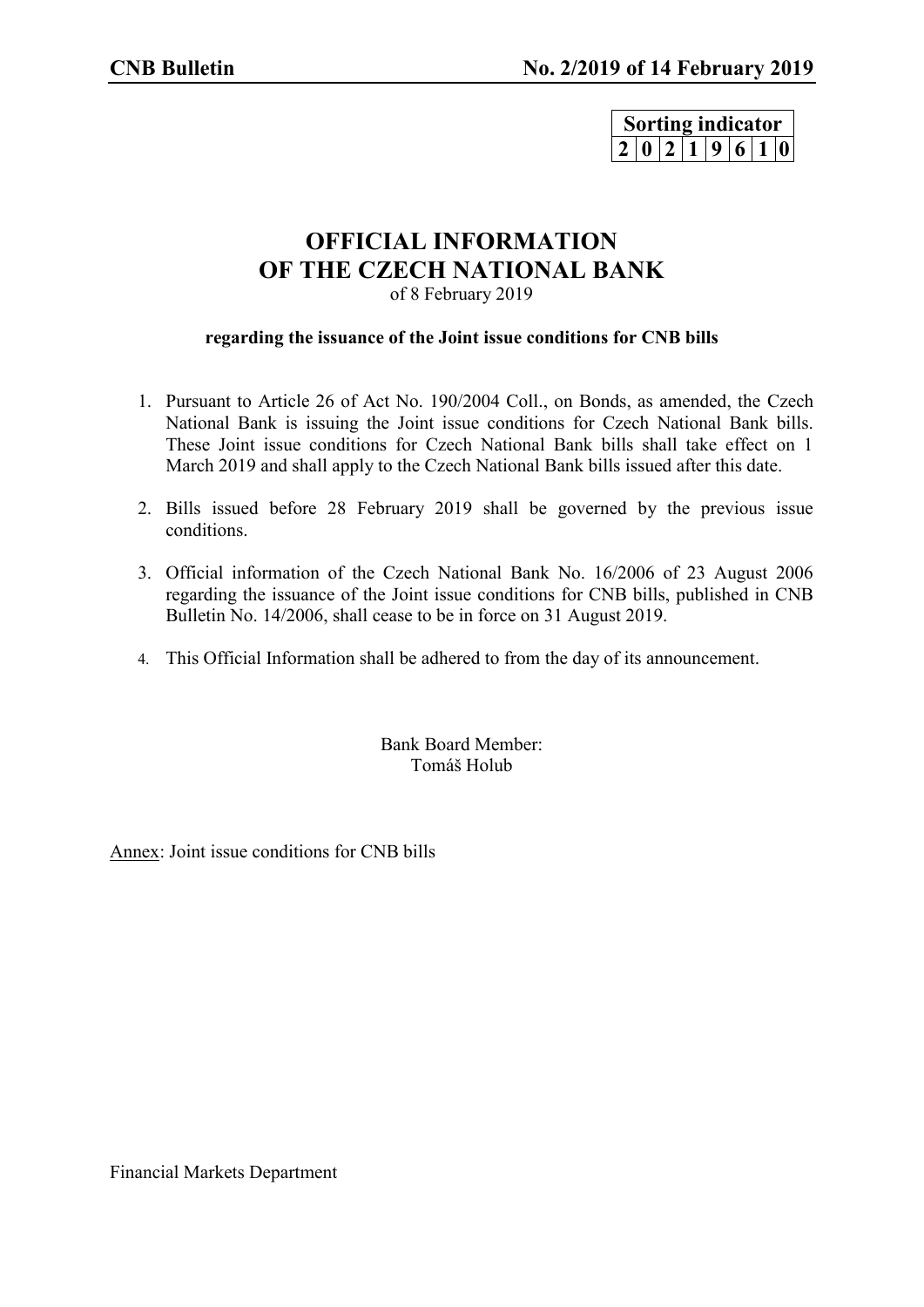| Sorting indicator | | | | | | | |
|---|---|---|---|---|---|---|---|
| 2 | 0 | 2 | 1 | 9 | 6 | 1 | 0 |

# OFFICIAL INFORMATION OF THE CZECH NATIONAL BANK

of 8 February 2019

**regarding the issuance of the Joint issue conditions for CNB bills**

1. Pursuant to Article 26 of Act No. 190/2004 Coll., on Bonds, as amended, the Czech National Bank is issuing the Joint issue conditions for Czech National Bank bills. These Joint issue conditions for Czech National Bank bills shall take effect on 1 March 2019 and shall apply to the Czech National Bank bills issued after this date.

2. Bills issued before 28 February 2019 shall be governed by the previous issue conditions.

3. Official information of the Czech National Bank No. 16/2006 of 23 August 2006 regarding the issuance of the Joint issue conditions for CNB bills, published in CNB Bulletin No. 14/2006, shall cease to be in force on 31 August 2019.

4. This Official Information shall be adhered to from the day of its announcement.

Bank Board Member:
Tomáš Holub

Annex: Joint issue conditions for CNB bills

Financial Markets Department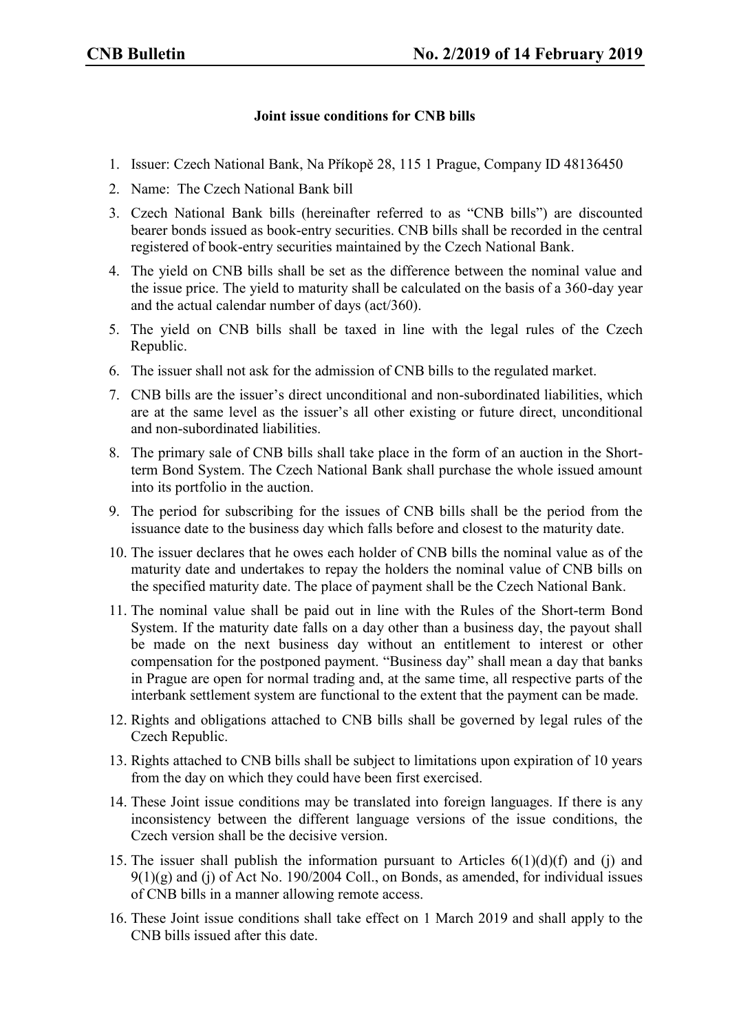**Joint issue conditions for CNB bills**

1. Issuer: Czech National Bank, Na Příkopě 28, 115 1 Prague, Company ID 48136450
2. Name: The Czech National Bank bill
3. Czech National Bank bills (hereinafter referred to as "CNB bills") are discounted bearer bonds issued as book-entry securities. CNB bills shall be recorded in the central registered of book-entry securities maintained by the Czech National Bank.
4. The yield on CNB bills shall be set as the difference between the nominal value and the issue price. The yield to maturity shall be calculated on the basis of a 360-day year and the actual calendar number of days (act/360).
5. The yield on CNB bills shall be taxed in line with the legal rules of the Czech Republic.
6. The issuer shall not ask for the admission of CNB bills to the regulated market.
7. CNB bills are the issuer's direct unconditional and non-subordinated liabilities, which are at the same level as the issuer's all other existing or future direct, unconditional and non-subordinated liabilities.
8. The primary sale of CNB bills shall take place in the form of an auction in the Short-term Bond System. The Czech National Bank shall purchase the whole issued amount into its portfolio in the auction.
9. The period for subscribing for the issues of CNB bills shall be the period from the issuance date to the business day which falls before and closest to the maturity date.
10. The issuer declares that he owes each holder of CNB bills the nominal value as of the maturity date and undertakes to repay the holders the nominal value of CNB bills on the specified maturity date. The place of payment shall be the Czech National Bank.
11. The nominal value shall be paid out in line with the Rules of the Short-term Bond System. If the maturity date falls on a day other than a business day, the payout shall be made on the next business day without an entitlement to interest or other compensation for the postponed payment. "Business day" shall mean a day that banks in Prague are open for normal trading and, at the same time, all respective parts of the interbank settlement system are functional to the extent that the payment can be made.
12. Rights and obligations attached to CNB bills shall be governed by legal rules of the Czech Republic.
13. Rights attached to CNB bills shall be subject to limitations upon expiration of 10 years from the day on which they could have been first exercised.
14. These Joint issue conditions may be translated into foreign languages. If there is any inconsistency between the different language versions of the issue conditions, the Czech version shall be the decisive version.
15. The issuer shall publish the information pursuant to Articles 6(1)(d)(f) and (j) and 9(1)(g) and (j) of Act No. 190/2004 Coll., on Bonds, as amended, for individual issues of CNB bills in a manner allowing remote access.
16. These Joint issue conditions shall take effect on 1 March 2019 and shall apply to the CNB bills issued after this date.